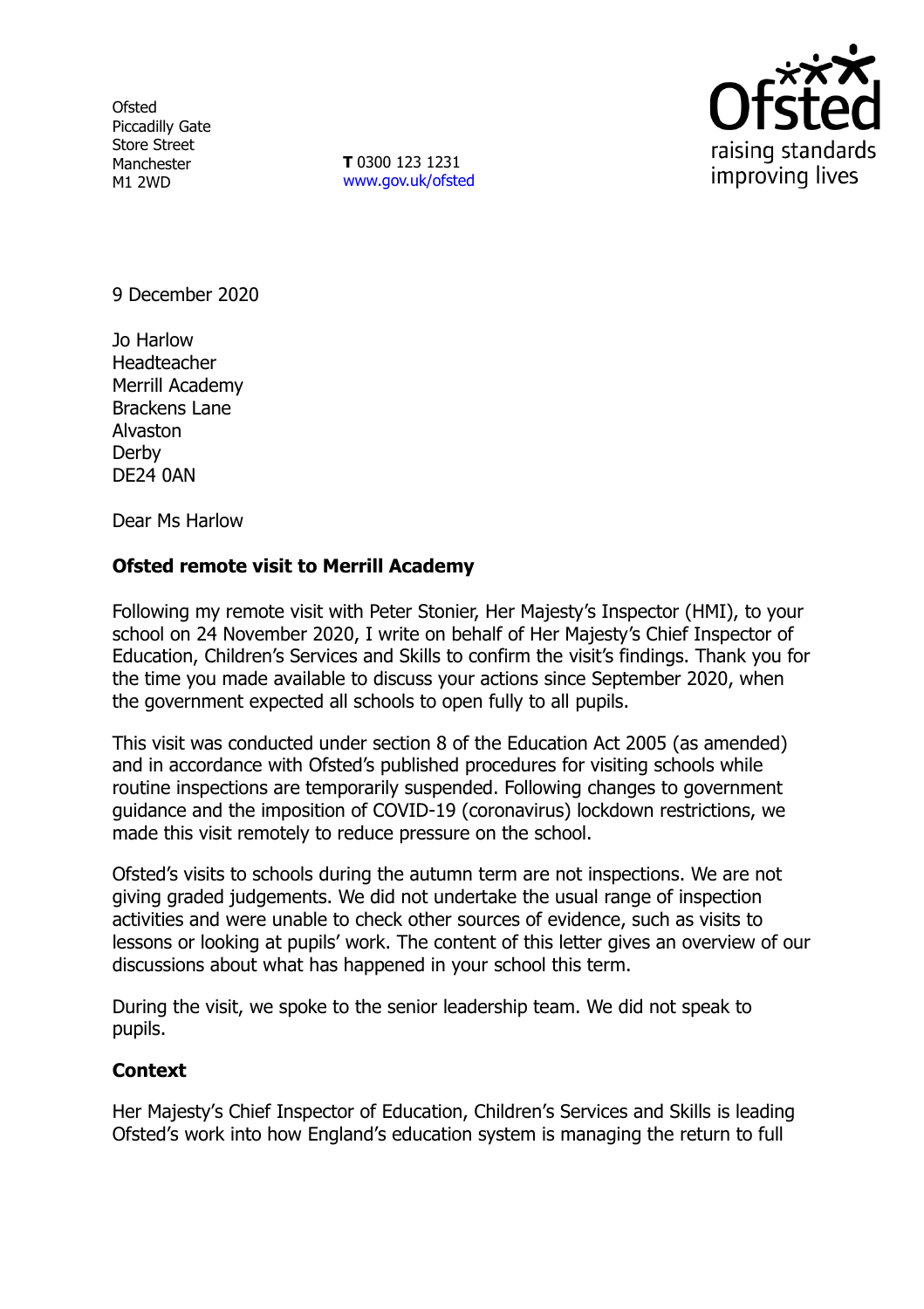Ofsted
Piccadilly Gate
Store Street
Manchester
M1 2WD

**T** 0300 123 1231
www.gov.uk/ofsted

9 December 2020

Jo Harlow
Headteacher
Merrill Academy
Brackens Lane
Alvaston
Derby
DE24 0AN

Dear Ms Harlow

**Ofsted remote visit to Merrill Academy**

Following my remote visit with Peter Stonier, Her Majesty's Inspector (HMI), to your school on 24 November 2020, I write on behalf of Her Majesty's Chief Inspector of Education, Children's Services and Skills to confirm the visit's findings. Thank you for the time you made available to discuss your actions since September 2020, when the government expected all schools to open fully to all pupils.

This visit was conducted under section 8 of the Education Act 2005 (as amended) and in accordance with Ofsted's published procedures for visiting schools while routine inspections are temporarily suspended. Following changes to government guidance and the imposition of COVID-19 (coronavirus) lockdown restrictions, we made this visit remotely to reduce pressure on the school.

Ofsted's visits to schools during the autumn term are not inspections. We are not giving graded judgements. We did not undertake the usual range of inspection activities and were unable to check other sources of evidence, such as visits to lessons or looking at pupils' work. The content of this letter gives an overview of our discussions about what has happened in your school this term.

During the visit, we spoke to the senior leadership team. We did not speak to pupils.

**Context**

Her Majesty's Chief Inspector of Education, Children's Services and Skills is leading Ofsted's work into how England's education system is managing the return to full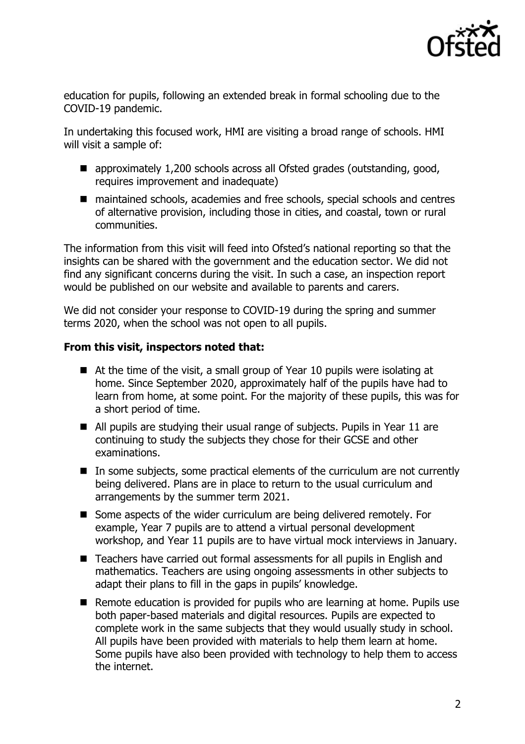education for pupils, following an extended break in formal schooling due to the COVID-19 pandemic.

In undertaking this focused work, HMI are visiting a broad range of schools. HMI will visit a sample of:

- approximately 1,200 schools across all Ofsted grades (outstanding, good, requires improvement and inadequate)
- maintained schools, academies and free schools, special schools and centres of alternative provision, including those in cities, and coastal, town or rural communities.

The information from this visit will feed into Ofsted's national reporting so that the insights can be shared with the government and the education sector. We did not find any significant concerns during the visit. In such a case, an inspection report would be published on our website and available to parents and carers.

We did not consider your response to COVID-19 during the spring and summer terms 2020, when the school was not open to all pupils.

**From this visit, inspectors noted that:**

- At the time of the visit, a small group of Year 10 pupils were isolating at home. Since September 2020, approximately half of the pupils have had to learn from home, at some point. For the majority of these pupils, this was for a short period of time.
- All pupils are studying their usual range of subjects. Pupils in Year 11 are continuing to study the subjects they chose for their GCSE and other examinations.
- In some subjects, some practical elements of the curriculum are not currently being delivered. Plans are in place to return to the usual curriculum and arrangements by the summer term 2021.
- Some aspects of the wider curriculum are being delivered remotely. For example, Year 7 pupils are to attend a virtual personal development workshop, and Year 11 pupils are to have virtual mock interviews in January.
- Teachers have carried out formal assessments for all pupils in English and mathematics. Teachers are using ongoing assessments in other subjects to adapt their plans to fill in the gaps in pupils' knowledge.
- Remote education is provided for pupils who are learning at home. Pupils use both paper-based materials and digital resources. Pupils are expected to complete work in the same subjects that they would usually study in school. All pupils have been provided with materials to help them learn at home. Some pupils have also been provided with technology to help them to access the internet.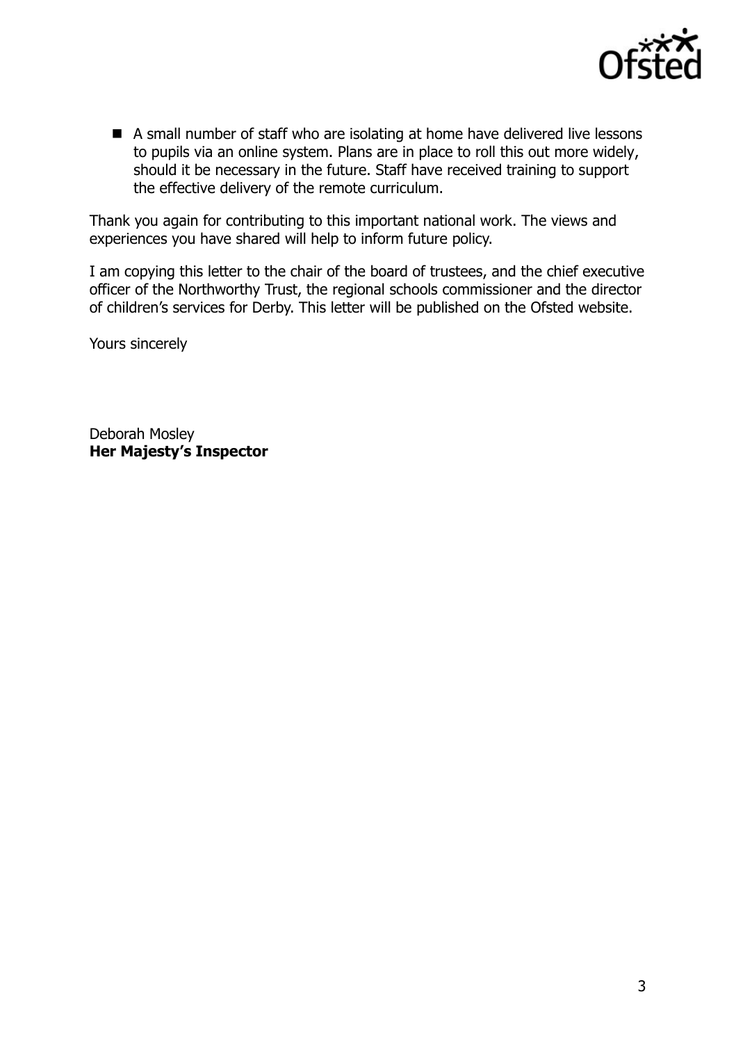- A small number of staff who are isolating at home have delivered live lessons to pupils via an online system. Plans are in place to roll this out more widely, should it be necessary in the future. Staff have received training to support the effective delivery of the remote curriculum.

Thank you again for contributing to this important national work. The views and experiences you have shared will help to inform future policy.

I am copying this letter to the chair of the board of trustees, and the chief executive officer of the Northworthy Trust, the regional schools commissioner and the director of children's services for Derby. This letter will be published on the Ofsted website.

Yours sincerely

Deborah Mosley
**Her Majesty's Inspector**